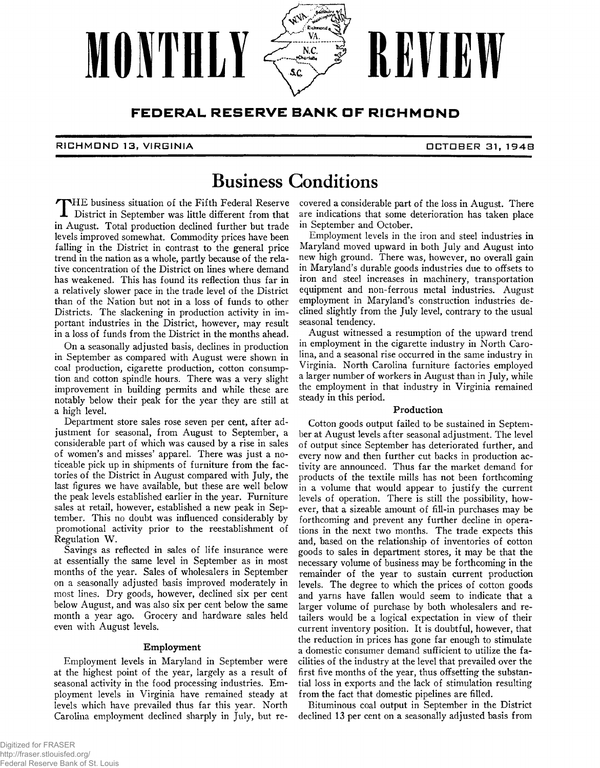# MONTHLY REVIEW

## FEDERAL RESERVE BANK OF RICHMOND

RICHMOND 13, VIRGINIA

OCTOBER 31, 1948

# Business Conditions

THE business situation of the Fifth Federal Reserve District in September was little different from that in August. Total production declined further but trade levels improved somewhat. Commodity prices have been falling in the District in contrast to the general price trend in the nation as a whole, partly because of the relative concentration of the District on lines where demand has weakened. This has found its reflection thus far in a relatively slower pace in the trade level of the District than of the Nation but not in a loss of funds to other Districts. The slackening in production activity in important industries in the District, however, may result in a loss of funds from the District in the months ahead.

On a seasonally adjusted basis, declines in production in September as compared with August were shown in coal production, cigarette production, cotton consumption and cotton spindle hours. There was a very slight improvement in building permits and while these are notably below their peak for the year they are still at a high level.

Department store sales rose seven per cent, after adjustment for seasonal, from August to September, a considerable part of which was caused by a rise in sales of women's and misses' apparel. There was just a noticeable pick up in shipments of furniture from the factories of the District in August compared with July, the last figures we have available, but these are well below the peak levels established earlier in the year. Furniture sales at retail, however, established a new peak in September. This no doubt was influenced considerably by promotional activity prior to the reestablishment of Regulation W.

Savings as reflected in sales of life insurance were at essentially the same level in September as in most months of the year. Sales of wholesalers in September on a seasonally adjusted basis improved moderately in most lines. Dry goods, however, declined six per cent below August, and was also six per cent below the same month a year ago. Grocery and hardware sales held even with August levels.

### Employment

Employment levels in Maryland in September were at the highest point of the year, largely as a result of seasonal activity in the food processing industries. Employment levels in Virginia have remained steady at levels which have prevailed thus far this year. North Carolina employment declined sharply in July, but recovered a considerable part of the loss in August. There are indications that some deterioration has taken place in September and October.

Employment levels in the iron and steel industries in Maryland moved upward in both July and August into new high ground. There was, however, no overall gain in Maryland's durable goods industries due to offsets to iron and steel increases in machinery, transportation equipment and non-ferrous metal industries. August employment in Maryland's construction industries declined slightly from the July level, contrary to the usual seasonal tendency.

August witnessed a resumption of the upward trend in employment in the cigarette industry in North Carolina, and a seasonal rise occurred in the same industry in Virginia. North Carolina furniture factories employed a larger number of workers in August than in July, while the employment in that industry in Virginia remained steady in this period.

### Production

Cotton goods output failed to be sustained in September at August levels after seasonal adjustment. The level of output since September has deteriorated further, and every now and then further cut backs in production activity are announced. Thus far the market demand for products of the textile mills has not been forthcoming in a volume that would appear to justify the current levels of operation. There is still the possibility, however, that a sizeable amount of fill-in purchases may be forthcoming and prevent any further decline in operations in the next two months. The trade expects this and, based on the relationship of inventories of cotton goods to sales in department stores, it may be that the necessary volume of business may be forthcoming in the remainder of the year to sustain current production levels. The degree to which the prices of cotton goods and yarns have fallen would seem to indicate that a larger volume of purchase by both wholesalers and retailers would be a logical expectation in view of their current inventory position. It is doubtful, however, that the reduction in prices has gone far enough to stimulate a domestic consumer demand sufficient to utilize the facilities of the industry at the level that prevailed over the first five months of the year, thus offsetting the substantial loss in exports and the lack of stimulation resulting from the fact that domestic pipelines are filled.

Bituminous coal output in September in the District declined 13 per cent on a seasonally adjusted basis from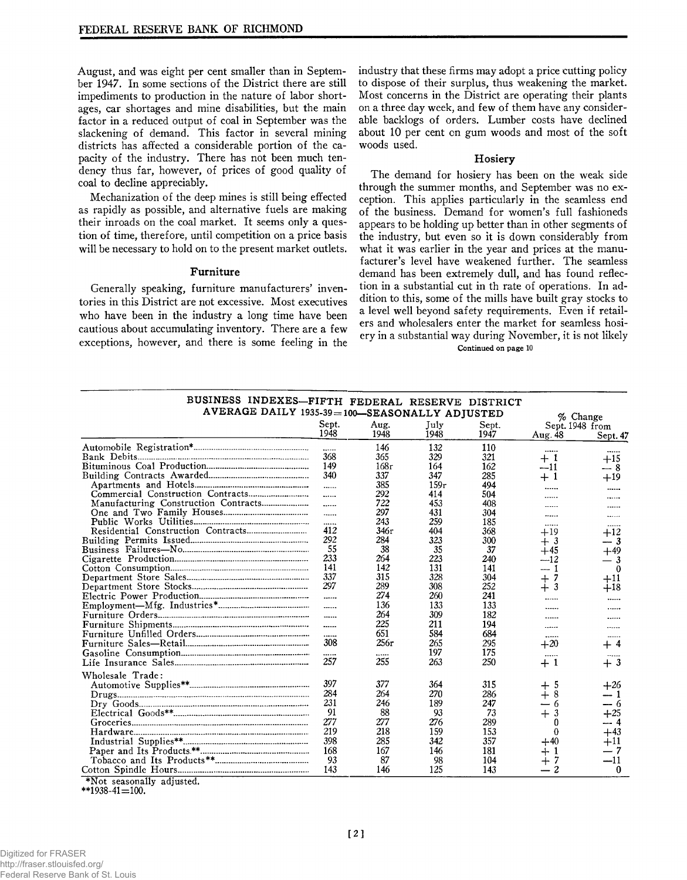August, and was eight per cent smaller than in September 1947. In some sections of the District there are still impediments to production in the nature of labor shortages, car shortages and mine disabilities, but the main factor in a reduced output of coal in September was the slackening of demand. This factor in several mining districts has affected a considerable portion of the capacity of the industry. There has not been much tendency thus far, however, of prices of good quality of coal to decline appreciably.

Mechanization of the deep mines is still being effected as rapidly as possible, and alternative fuels are making their inroads on the coal market. It seems only a question of time, therefore, until competition on a price basis will be necessary to hold on to the present market outlets.

### Furniture

Generally speaking, furniture manufacturers' inventories in this District are not excessive. Most executives who have been in the industry a long time have been cautious about accumulating inventory. There are a few exceptions, however, and there is some feeling in the industry that these firms may adopt a price cutting policy to dispose of their surplus, thus weakening the market. Most concerns in the District are operating their plants on a three day week, and few of them have any considerable backlogs of orders. Lumber costs have declined about 10 per cent on gum woods and most of the soft woods used.

### Hosiery

The demand for hosiery has been on the weak side through the summer months, and September was no exception. This applies particularly in the seamless end of the business. Demand for women's full fashioneds appears to be holding up better than in other segments of the industry, but even so it is down considerably from what it was earlier in the year and prices at the manufacturer's level have weakened further. The seamless demand has been extremely dull, and has found reflection in a substantial cut in th rate of operations. In addition to this, some of the mills have built gray stocks to a level well beyond safety requirements. Even if retailers and wholesalers enter the market for seamless hosiery in a substantial way during November, it is not likely

Continued on page 10

**BUSINESS INDEXES—FIFTH FEDERAL RESERVE DISTRICT**
**AVERAGE DAILY 1935-39=100—SEASONALLY ADJUSTED**

| | Sept. 1948 | Aug. 1948 | July 1948 | Sept. 1947 | % Change Sept. 1948 from Aug. 48 | Sept. 47 |
|---|---|---|---|---|---|---|
| Automobile Registration* | ...... | 146 | 132 | 110 | ...... | ...... |
| Bank Debits | 368 | 365 | 329 | 321 | + 1 | +15 |
| Bituminous Coal Production | 149 | 168r | 164 | 162 | —11 | — 8 |
| Building Contracts Awarded | 340 | 337 | 347 | 285 | + 1 | +19 |
| Apartments and Hotels | ...... | 385 | 159r | 494 | ...... | ...... |
| Commercial Construction Contracts | ...... | 292 | 414 | 504 | ...... | ...... |
| Manufacturing Construction Contracts | ...... | 722 | 453 | 408 | ...... | ...... |
| One and Two Family Houses | ...... | 297 | 431 | 304 | ...... | ...... |
| Public Works Utilities | ...... | 243 | 259 | 185 | ...... | ...... |
| Residential Construction Contracts | 412 | 346r | 404 | 368 | +19 | +12 |
| Building Permits Issued | 292 | 284 | 323 | 300 | + 3 | — 3 |
| Business Failures—No. | 55 | 38 | 35 | 37 | +45 | +49 |
| Cigarette Production | 233 | 264 | 223 | 240 | —12 | — 3 |
| Cotton Consumption | 141 | 142 | 131 | 141 | — 1 | 0 |
| Department Store Sales | 337 | 315 | 328 | 304 | + 7 | +11 |
| Department Store Stocks | 297 | 289 | 308 | 252 | + 3 | +18 |
| Electric Power Production | ...... | 274 | 260 | 241 | ...... | ...... |
| Employment—Mfg. Industries* | ...... | 136 | 133 | 133 | ...... | ...... |
| Furniture Orders | ...... | 264 | 309 | 182 | ...... | ...... |
| Furniture Shipments | ...... | 225 | 211 | 194 | ...... | ...... |
| Furniture Unfilled Orders | ...... | 651 | 584 | 684 | ...... | ...... |
| Furniture Sales—Retail | 308 | 256r | 265 | 295 | +20 | + 4 |
| Gasoline Consumption | ...... | ...... | 197 | 175 | ...... | ...... |
| Life Insurance Sales | 257 | 255 | 263 | 250 | + 1 | + 3 |
| Wholesale Trade: | | | | | | |
| Automotive Supplies** | 397 | 377 | 364 | 315 | + 5 | +26 |
| Drugs | 284 | 264 | 270 | 286 | + 8 | — 1 |
| Dry Goods | 231 | 246 | 189 | 247 | — 6 | — 6 |
| Electrical Goods** | 91 | 88 | 93 | 73 | + 3 | +25 |
| Groceries | 277 | 277 | 276 | 289 | 0 | — 4 |
| Hardware | 219 | 218 | 159 | 153 | 0 | +43 |
| Industrial Supplies** | 398 | 285 | 342 | 357 | +40 | +11 |
| Paper and Its Products** | 168 | 167 | 146 | 181 | + 1 | — 7 |
| Tobacco and Its Products** | 93 | 87 | 98 | 104 | + 7 | —11 |
| Cotton Spindle Hours | 143 | 146 | 125 | 143 | — 2 | 0 |

*Not seasonally adjusted.
**1938-41=100.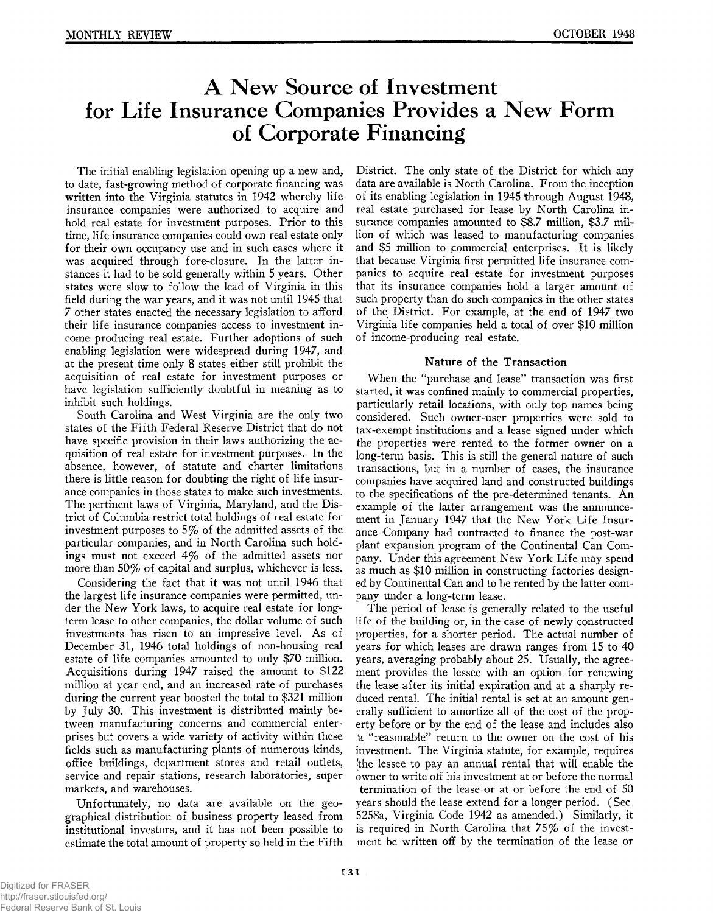# A New Source of Investment for Life Insurance Companies Provides a New Form of Corporate Financing

The initial enabling legislation opening up a new and, to date, fast-growing method of corporate financing was written into the Virginia statutes in 1942 whereby life insurance companies were authorized to acquire and hold real estate for investment purposes. Prior to this time, life insurance companies could own real estate only for their own occupancy use and in such cases where it was acquired through fore-closure. In the latter instances it had to be sold generally within 5 years. Other states were slow to follow the lead of Virginia in this field during the war years, and it was not until 1945 that 7 other states enacted the necessary legislation to afford their life insurance companies access to investment income producing real estate. Further adoptions of such enabling legislation were widespread during 1947, and at the present time only 8 states either still prohibit the acquisition of real estate for investment purposes or have legislation sufficiently doubtful in meaning as to inhibit such holdings.

South Carolina and West Virginia are the only two states of the Fifth Federal Reserve District that do not have specific provision in their laws authorizing the acquisition of real estate for investment purposes. In the absence, however, of statute and charter limitations there is little reason for doubting the right of life insurance companies in those states to make such investments. The pertinent laws of Virginia, Maryland, and the District of Columbia restrict total holdings of real estate for investment purposes to 5% of the admitted assets of the particular companies, and in North Carolina such holdings must not exceed 4% of the admitted assets nor more than 50% of capital and surplus, whichever is less.

Considering the fact that it was not until 1946 that the largest life insurance companies were permitted, under the New York laws, to acquire real estate for long-term lease to other companies, the dollar volume of such investments has risen to an impressive level. As of December 31, 1946 total holdings of non-housing real estate of life companies amounted to only $70 million. Acquisitions during 1947 raised the amount to $122 million at year end, and an increased rate of purchases during the current year boosted the total to $321 million by July 30. This investment is distributed mainly between manufacturing concerns and commercial enterprises but covers a wide variety of activity within these fields such as manufacturing plants of numerous kinds, office buildings, department stores and retail outlets, service and repair stations, research laboratories, super markets, and warehouses.

Unfortunately, no data are available on the geographical distribution of business property leased from institutional investors, and it has not been possible to estimate the total amount of property so held in the Fifth District. The only state of the District for which any data are available is North Carolina. From the inception of its enabling legislation in 1945 through August 1948, real estate purchased for lease by North Carolina insurance companies amounted to $8.7 million, $3.7 million of which was leased to manufacturing companies and $5 million to commercial enterprises. It is likely that because Virginia first permitted life insurance companies to acquire real estate for investment purposes that its insurance companies hold a larger amount of such property than do such companies in the other states of the District. For example, at the end of 1947 two Virginia life companies held a total of over $10 million of income-producing real estate.

### Nature of the Transaction

When the "purchase and lease" transaction was first started, it was confined mainly to commercial properties, particularly retail locations, with only top names being considered. Such owner-user properties were sold to tax-exempt institutions and a lease signed under which the properties were rented to the former owner on a long-term basis. This is still the general nature of such transactions, but in a number of cases, the insurance companies have acquired land and constructed buildings to the specifications of the pre-determined tenants. An example of the latter arrangement was the announcement in January 1947 that the New York Life Insurance Company had contracted to finance the post-war plant expansion program of the Continental Can Company. Under this agreement New York Life may spend as much as $10 million in constructing factories designed by Continental Can and to be rented by the latter company under a long-term lease.

The period of lease is generally related to the useful life of the building or, in the case of newly constructed properties, for a shorter period. The actual number of years for which leases are drawn ranges from 15 to 40 years, averaging probably about 25. Usually, the agreement provides the lessee with an option for renewing the lease after its initial expiration and at a sharply reduced rental. The initial rental is set at an amount generally sufficient to amortize all of the cost of the property before or by the end of the lease and includes also a "reasonable" return to the owner on the cost of his investment. The Virginia statute, for example, requires the lessee to pay an annual rental that will enable the owner to write off his investment at or before the normal termination of the lease or at or before the end of 50 years should the lease extend for a longer period. (Sec. 5258a, Virginia Code 1942 as amended.) Similarly, it is required in North Carolina that 75% of the investment be written off by the termination of the lease or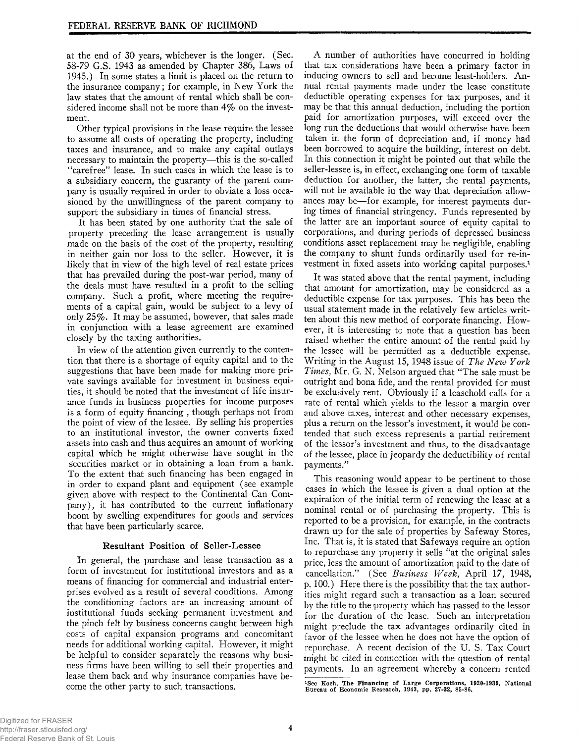at the end of 30 years, whichever is the longer. (Sec. 58-79 G.S. 1943 as amended by Chapter 386, Laws of 1945.) In some states a limit is placed on the return to the insurance company; for example, in New York the law states that the amount of rental which shall be considered income shall not be more than 4% on the investment.

Other typical provisions in the lease require the lessee to assume all costs of operating the property, including taxes and insurance, and to make any capital outlays necessary to maintain the property—this is the so-called "carefree" lease. In such cases in which the lease is to a subsidiary concern, the guaranty of the parent company is usually required in order to obviate a loss occasioned by the unwillingness of the parent company to support the subsidiary in times of financial stress.

It has been stated by one authority that the sale of property preceding the lease arrangement is usually made on the basis of the cost of the property, resulting in neither gain nor loss to the seller. However, it is likely that in view of the high level of real estate prices that has prevailed during the post-war period, many of the deals must have resulted in a profit to the selling company. Such a profit, where meeting the requirements of a capital gain, would be subject to a levy of only 25%. It may be assumed, however, that sales made in conjunction with a lease agreement are examined closely by the taxing authorities.

In view of the attention given currently to the contention that there is a shortage of equity capital and to the suggestions that have been made for making more private savings available for investment in business equities, it should be noted that the investment of life insurance funds in business properties for income purposes is a form of equity financing , though perhaps not from the point of view of the lessee. By selling his properties to an institutional investor, the owner converts fixed assets into cash and thus acquires an amount of working capital which he might otherwise have sought in the securities market or in obtaining a loan from a bank. To the extent that such financing has been engaged in in order to expand plant and equipment (see example given above with respect to the Continental Can Company), it has contributed to the current inflationary boom by swelling expenditures for goods and services that have been particularly scarce.

### Resultant Position of Seller-Lessee

In general, the purchase and lease transaction as a form of investment for institutional investors and as a means of financing for commercial and industrial enterprises evolved as a result of several conditions. Among the conditioning factors are an increasing amount of institutional funds seeking permanent investment and the pinch felt by business concerns caught between high costs of capital expansion programs and concomitant needs for additional working capital. However, it might be helpful to consider separately the reasons why business firms have been willing to sell their properties and lease them back and why insurance companies have become the other party to such transactions.

A number of authorities have concurred in holding that tax considerations have been a primary factor in inducing owners to sell and become least-holders. Annual rental payments made under the lease constitute deductible operating expenses for tax purposes, and it may be that this annual deduction, including the portion paid for amortization purposes, will exceed over the long run the deductions that would otherwise have been taken in the form of depreciation and, if money had been borrowed to acquire the building, interest on debt. In this connection it might be pointed out that while the seller-lessee is, in effect, exchanging one form of taxable deduction for another, the latter, the rental payments, will not be available in the way that depreciation allowances may be—for example, for interest payments during times of financial stringency. Funds represented by the latter are an important source of equity capital to corporations, and during periods of depressed business conditions asset replacement may be negligible, enabling the company to shunt funds ordinarily used for re-investment in fixed assets into working capital purposes.[1]

It was stated above that the rental payment, including that amount for amortization, may be considered as a deductible expense for tax purposes. This has been the usual statement made in the relatively few articles written about this new method of corporate financing. However, it is interesting to note that a question has been raised whether the entire amount of the rental paid by the lessee will be permitted as a deductible expense. Writing in the August 15, 1948 issue of *The New York Times,* Mr. G. N. Nelson argued that "The sale must be outright and bona fide, and the rental provided for must be exclusively rent. Obviously if a leasehold calls for a rate of rental which yields to the lessor a margin over and above taxes, interest and other necessary expenses, plus a return on the lessor's investment, it would be contended that such excess represents a partial retirement of the lessor's investment and thus, to the disadvantage of the lessee, place in jeopardy the deductibility of rental payments."

This reasoning would appear to be pertinent to those cases in which the lessee is given a dual option at the expiration of the initial term of renewing the lease at a nominal rental or of purchasing the property. This is reported to be a provision, for example, in the contracts drawn up for the sale of properties by Safeway Stores, Inc. That is, it is stated that Safeways require an option to repurchase any property it sells "at the original sales price, less the amount of amortization paid to the date of cancellation." (See *Business Week,* April 17, 1948, p. 100.) Here there is the possibility that the tax authorities might regard such a transaction as a loan secured by the title to the property which has passed to the lessor for the duration of the lease. Such an interpretation might preclude the tax advantages ordinarily cited in favor of the lessee when he does not have the option of repurchase. A recent decision of the U. S. Tax Court might be cited in connection with the question of rental payments. In an agreement whereby a concern rented

[1]See Koch, The Financing of Large Corporations, 1920-1939, National Bureau of Economic Research, 1943, pp. 27-32, 85-86.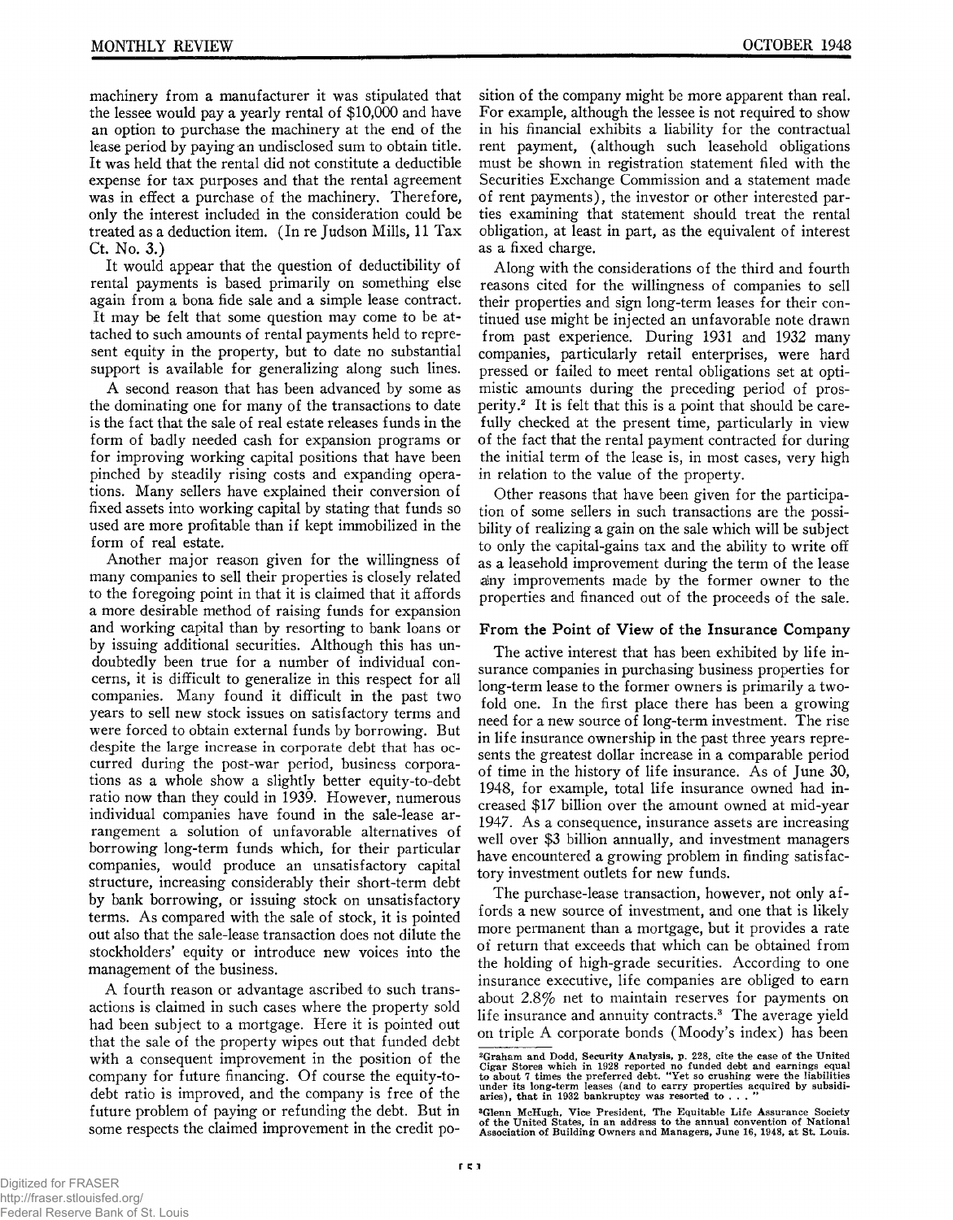machinery from a manufacturer it was stipulated that the lessee would pay a yearly rental of $10,000 and have an option to purchase the machinery at the end of the lease period by paying an undisclosed sum to obtain title. It was held that the rental did not constitute a deductible expense for tax purposes and that the rental agreement was in effect a purchase of the machinery. Therefore, only the interest included in the consideration could be treated as a deduction item. (In re Judson Mills, 11 Tax Ct. No. 3.)

It would appear that the question of deductibility of rental payments is based primarily on something else again from a bona fide sale and a simple lease contract. It may be felt that some question may come to be attached to such amounts of rental payments held to represent equity in the property, but to date no substantial support is available for generalizing along such lines.

A second reason that has been advanced by some as the dominating one for many of the transactions to date is the fact that the sale of real estate releases funds in the form of badly needed cash for expansion programs or for improving working capital positions that have been pinched by steadily rising costs and expanding operations. Many sellers have explained their conversion of fixed assets into working capital by stating that funds so used are more profitable than if kept immobilized in the form of real estate.

Another major reason given for the willingness of many companies to sell their properties is closely related to the foregoing point in that it is claimed that it affords a more desirable method of raising funds for expansion and working capital than by resorting to bank loans or by issuing additional securities. Although this has undoubtedly been true for a number of individual concerns, it is difficult to generalize in this respect for all companies. Many found it difficult in the past two years to sell new stock issues on satisfactory terms and were forced to obtain external funds by borrowing. But despite the large increase in corporate debt that has occurred during the post-war period, business corporations as a whole show a slightly better equity-to-debt ratio now than they could in 1939. However, numerous individual companies have found in the sale-lease arrangement a solution of unfavorable alternatives of borrowing long-term funds which, for their particular companies, would produce an unsatisfactory capital structure, increasing considerably their short-term debt by bank borrowing, or issuing stock on unsatisfactory terms. As compared with the sale of stock, it is pointed out also that the sale-lease transaction does not dilute the stockholders' equity or introduce new voices into the management of the business.

A fourth reason or advantage ascribed to such transactions is claimed in such cases where the property sold had been subject to a mortgage. Here it is pointed out that the sale of the property wipes out that funded debt with a consequent improvement in the position of the company for future financing. Of course the equity-to-debt ratio is improved, and the company is free of the future problem of paying or refunding the debt. But in some respects the claimed improvement in the credit position of the company might be more apparent than real. For example, although the lessee is not required to show in his financial exhibits a liability for the contractual rent payment, (although such leasehold obligations must be shown in registration statement filed with the Securities Exchange Commission and a statement made of rent payments), the investor or other interested parties examining that statement should treat the rental obligation, at least in part, as the equivalent of interest as a fixed charge.

Along with the considerations of the third and fourth reasons cited for the willingness of companies to sell their properties and sign long-term leases for their continued use might be injected an unfavorable note drawn from past experience. During 1931 and 1932 many companies, particularly retail enterprises, were hard pressed or failed to meet rental obligations set at optimistic amounts during the preceding period of prosperity.[2] It is felt that this is a point that should be carefully checked at the present time, particularly in view of the fact that the rental payment contracted for during the initial term of the lease is, in most cases, very high in relation to the value of the property.

Other reasons that have been given for the participation of some sellers in such transactions are the possibility of realizing a gain on the sale which will be subject to only the capital-gains tax and the ability to write off as a leasehold improvement during the term of the lease any improvements made by the former owner to the properties and financed out of the proceeds of the sale.

### From the Point of View of the Insurance Company

The active interest that has been exhibited by life insurance companies in purchasing business properties for long-term lease to the former owners is primarily a twofold one. In the first place there has been a growing need for a new source of long-term investment. The rise in life insurance ownership in the past three years represents the greatest dollar increase in a comparable period of time in the history of life insurance. As of June 30, 1948, for example, total life insurance owned had increased $17 billion over the amount owned at mid-year 1947. As a consequence, insurance assets are increasing well over $3 billion annually, and investment managers have encountered a growing problem in finding satisfactory investment outlets for new funds.

The purchase-lease transaction, however, not only affords a new source of investment, and one that is likely more permanent than a mortgage, but it provides a rate of return that exceeds that which can be obtained from the holding of high-grade securities. According to one insurance executive, life companies are obliged to earn about 2.8% net to maintain reserves for payments on life insurance and annuity contracts.[3] The average yield on triple A corporate bonds (Moody's index) has been

---

[2]Graham and Dodd, **Security Analysis**, p. 228, cite the case of the United Cigar Stores which in 1928 reported no funded debt and earnings equal to about 7 times the preferred debt. "Yet so crushing were the liabilities under its long-term leases (and to carry properties acquired by subsidiaries), that in 1932 bankruptcy was resorted to . . . "

[3]Glenn McHugh, Vice President, The Equitable Life Assurance Society of the United States, in an address to the annual convention of National Association of Building Owners and Managers, June 16, 1948, at St. Louis.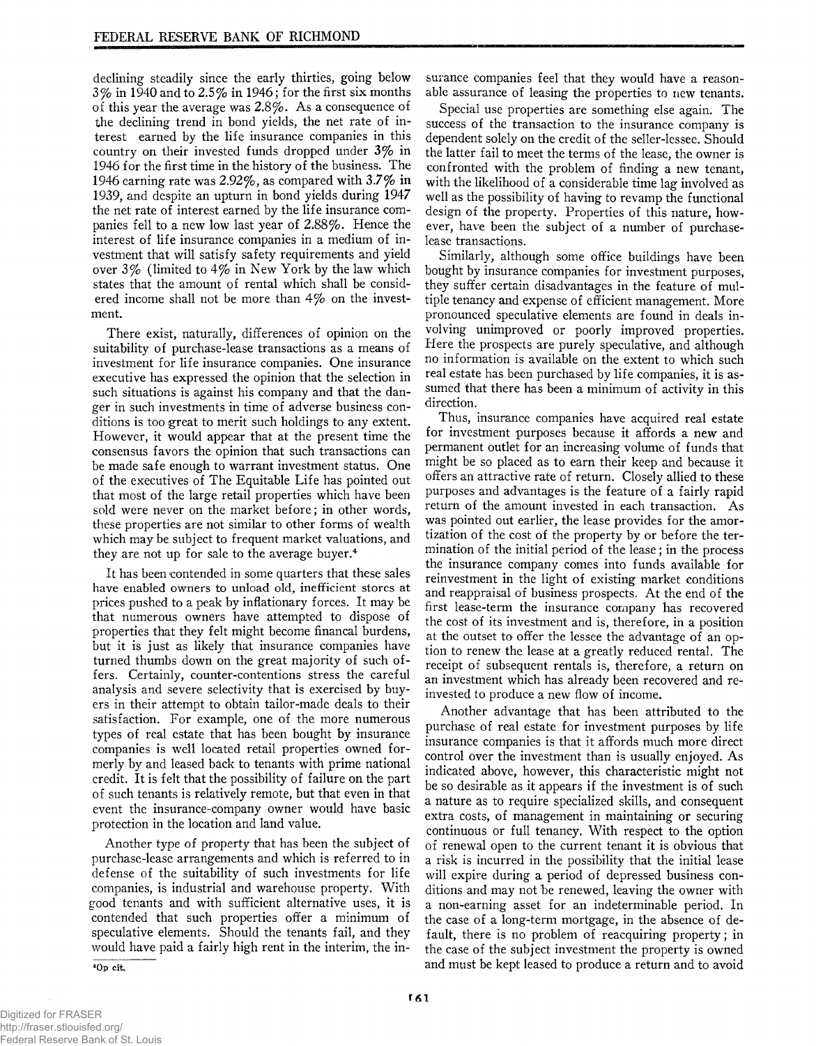declining steadily since the early thirties, going below 3% in 1940 and to 2.5% in 1946; for the first six months of this year the average was 2.8%. As a consequence of the declining trend in bond yields, the net rate of interest earned by the life insurance companies in this country on their invested funds dropped under 3% in 1946 for the first time in the history of the business. The 1946 earning rate was 2.92%, as compared with 3.7% in 1939, and despite an upturn in bond yields during 1947 the net rate of interest earned by the life insurance companies fell to a new low last year of 2.88%. Hence the interest of life insurance companies in a medium of investment that will satisfy safety requirements and yield over 3% (limited to 4% in New York by the law which states that the amount of rental which shall be considered income shall not be more than 4% on the investment.

There exist, naturally, differences of opinion on the suitability of purchase-lease transactions as a means of investment for life insurance companies. One insurance executive has expressed the opinion that the selection in such situations is against his company and that the danger in such investments in time of adverse business conditions is too great to merit such holdings to any extent. However, it would appear that at the present time the consensus favors the opinion that such transactions can be made safe enough to warrant investment status. One of the executives of The Equitable Life has pointed out that most of the large retail properties which have been sold were never on the market before; in other words, these properties are not similar to other forms of wealth which may be subject to frequent market valuations, and they are not up for sale to the average buyer.[4]

It has been contended in some quarters that these sales have enabled owners to unload old, inefficient stores at prices pushed to a peak by inflationary forces. It may be that numerous owners have attempted to dispose of properties that they felt might become financal burdens, but it is just as likely that insurance companies have turned thumbs down on the great majority of such offers. Certainly, counter-contentions stress the careful analysis and severe selectivity that is exercised by buyers in their attempt to obtain tailor-made deals to their satisfaction. For example, one of the more numerous types of real estate that has been bought by insurance companies is well located retail properties owned formerly by and leased back to tenants with prime national credit. It is felt that the possibility of failure on the part of such tenants is relatively remote, but that even in that event the insurance-company owner would have basic protection in the location and land value.

Another type of property that has been the subject of purchase-lease arrangements and which is referred to in defense of the suitability of such investments for life companies, is industrial and warehouse property. With good tenants and with sufficient alternative uses, it is contended that such properties offer a minimum of speculative elements. Should the tenants fail, and they would have paid a fairly high rent in the interim, the insurance companies feel that they would have a reasonable assurance of leasing the properties to new tenants.

Special use properties are something else again. The success of the transaction to the insurance company is dependent solely on the credit of the seller-lessee. Should the latter fail to meet the terms of the lease, the owner is confronted with the problem of finding a new tenant, with the likelihood of a considerable time lag involved as well as the possibility of having to revamp the functional design of the property. Properties of this nature, however, have been the subject of a number of purchase-lease transactions.

Similarly, although some office buildings have been bought by insurance companies for investment purposes, they suffer certain disadvantages in the feature of multiple tenancy and expense of efficient management. More pronounced speculative elements are found in deals involving unimproved or poorly improved properties. Here the prospects are purely speculative, and although no information is available on the extent to which such real estate has been purchased by life companies, it is assumed that there has been a minimum of activity in this direction.

Thus, insurance companies have acquired real estate for investment purposes because it affords a new and permanent outlet for an increasing volume of funds that might be so placed as to earn their keep and because it offers an attractive rate of return. Closely allied to these purposes and advantages is the feature of a fairly rapid return of the amount invested in each transaction. As was pointed out earlier, the lease provides for the amortization of the cost of the property by or before the termination of the initial period of the lease; in the process the insurance company comes into funds available for reinvestment in the light of existing market conditions and reappraisal of business prospects. At the end of the first lease-term the insurance company has recovered the cost of its investment and is, therefore, in a position at the outset to offer the lessee the advantage of an option to renew the lease at a greatly reduced rental. The receipt of subsequent rentals is, therefore, a return on an investment which has already been recovered and reinvested to produce a new flow of income.

Another advantage that has been attributed to the purchase of real estate for investment purposes by life insurance companies is that it affords much more direct control over the investment than is usually enjoyed. As indicated above, however, this characteristic might not be so desirable as it appears if the investment is of such a nature as to require specialized skills, and consequent extra costs, of management in maintaining or securing continuous or full tenancy. With respect to the option of renewal open to the current tenant it is obvious that a risk is incurred in the possibility that the initial lease will expire during a period of depressed business conditions and may not be renewed, leaving the owner with a non-earning asset for an indeterminable period. In the case of a long-term mortgage, in the absence of default, there is no problem of reacquiring property; in the case of the subject investment the property is owned and must be kept leased to produce a return and to avoid

[4] Op cit.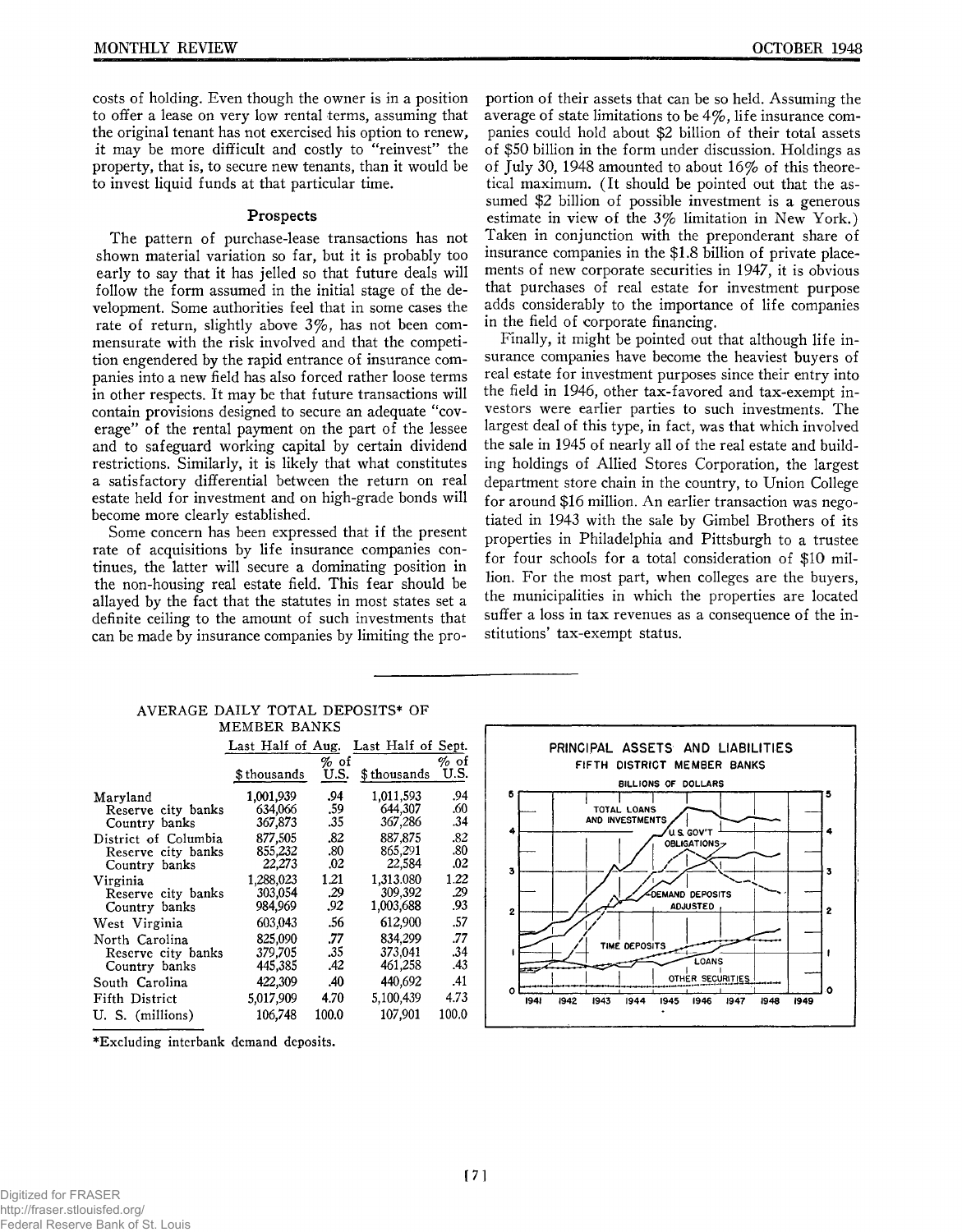costs of holding. Even though the owner is in a position to offer a lease on very low rental terms, assuming that the original tenant has not exercised his option to renew, it may be more difficult and costly to "reinvest" the property, that is, to secure new tenants, than it would be to invest liquid funds at that particular time.

### Prospects

The pattern of purchase-lease transactions has not shown material variation so far, but it is probably too early to say that it has jelled so that future deals will follow the form assumed in the initial stage of the development. Some authorities feel that in some cases the rate of return, slightly above 3%, has not been commensurate with the risk involved and that the competition engendered by the rapid entrance of insurance companies into a new field has also forced rather loose terms in other respects. It may be that future transactions will contain provisions designed to secure an adequate "coverage" of the rental payment on the part of the lessee and to safeguard working capital by certain dividend restrictions. Similarly, it is likely that what constitutes a satisfactory differential between the return on real estate held for investment and on high-grade bonds will become more clearly established.

Some concern has been expressed that if the present rate of acquisitions by life insurance companies continues, the latter will secure a dominating position in the non-housing real estate field. This fear should be allayed by the fact that the statutes in most states set a definite ceiling to the amount of such investments that can be made by insurance companies by limiting the proportion of their assets that can be so held. Assuming the average of state limitations to be 4%, life insurance companies could hold about $2 billion of their total assets of $50 billion in the form under discussion. Holdings as of July 30, 1948 amounted to about 16% of this theoretical maximum. (It should be pointed out that the assumed $2 billion of possible investment is a generous estimate in view of the 3% limitation in New York.) Taken in conjunction with the preponderant share of insurance companies in the $1.8 billion of private placements of new corporate securities in 1947, it is obvious that purchases of real estate for investment purpose adds considerably to the importance of life companies in the field of corporate financing.

Finally, it might be pointed out that although life insurance companies have become the heaviest buyers of real estate for investment purposes since their entry into the field in 1946, other tax-favored and tax-exempt investors were earlier parties to such investments. The largest deal of this type, in fact, was that which involved the sale in 1945 of nearly all of the real estate and building holdings of Allied Stores Corporation, the largest department store chain in the country, to Union College for around $16 million. An earlier transaction was negotiated in 1943 with the sale by Gimbel Brothers of its properties in Philadelphia and Pittsburgh to a trustee for four schools for a total consideration of $10 million. For the most part, when colleges are the buyers, the municipalities in which the properties are located suffer a loss in tax revenues as a consequence of the institutions' tax-exempt status.

---

AVERAGE DAILY TOTAL DEPOSITS* OF MEMBER BANKS

| | Last Half of Aug. | | Last Half of Sept. | |
|---|---|---|---|---|
| | $ thousands | % of U.S. | $ thousands | % of U.S. |
| Maryland | 1,001,939 | .94 | 1,011,593 | .94 |
| Reserve city banks | 634,066 | .59 | 644,307 | .60 |
| Country banks | 367,873 | .35 | 367,286 | .34 |
| District of Columbia | 877,505 | .82 | 887,875 | .82 |
| Reserve city banks | 855,232 | .80 | 865,291 | .80 |
| Country banks | 22,273 | .02 | 22,584 | .02 |
| Virginia | 1,288,023 | 1.21 | 1,313.080 | 1.22 |
| Reserve city banks | 303,054 | .29 | 309,392 | .29 |
| Country banks | 984,969 | .92 | 1,003,688 | .93 |
| West Virginia | 603,043 | .56 | 612,900 | .57 |
| North Carolina | 825,090 | .77 | 834,299 | .77 |
| Reserve city banks | 379,705 | .35 | 373,041 | .34 |
| Country banks | 445,385 | .42 | 461,258 | .43 |
| South Carolina | 422,309 | .40 | 440,692 | .41 |
| Fifth District | 5,017,909 | 4.70 | 5,100,439 | 4.73 |
| U. S. (millions) | 106,748 | 100.0 | 107,901 | 100.0 |

*Excluding interbank demand deposits.

PRINCIPAL ASSETS AND LIABILITIES
FIFTH DISTRICT MEMBER BANKS
BILLIONS OF DOLLARS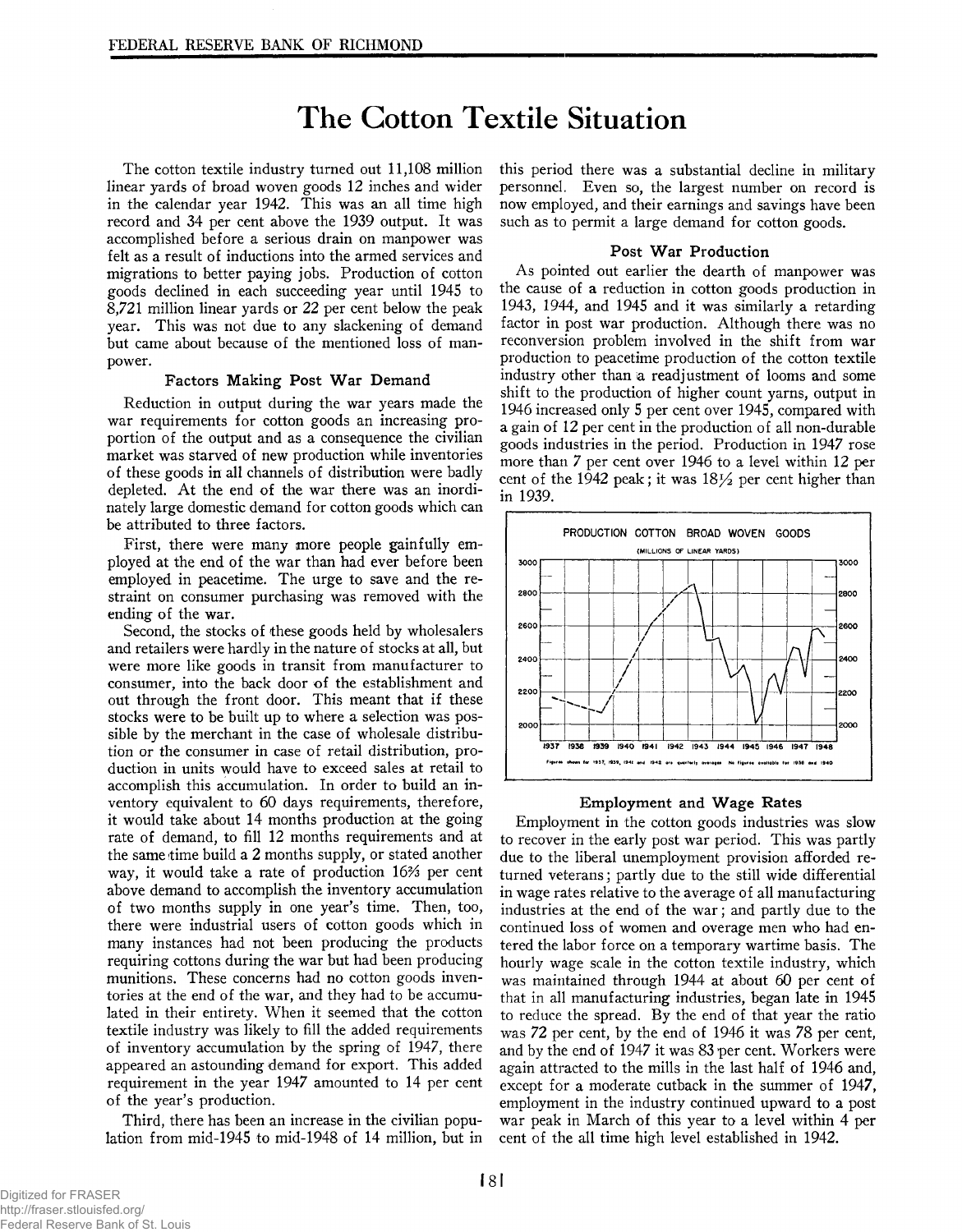# The Cotton Textile Situation

The cotton textile industry turned out 11,108 million linear yards of broad woven goods 12 inches and wider in the calendar year 1942. This was an all time high record and 34 per cent above the 1939 output. It was accomplished before a serious drain on manpower was felt as a result of inductions into the armed services and migrations to better paying jobs. Production of cotton goods declined in each succeeding year until 1945 to 8,721 million linear yards or 22 per cent below the peak year. This was not due to any slackening of demand but came about because of the mentioned loss of manpower.

### Factors Making Post War Demand

Reduction in output during the war years made the war requirements for cotton goods an increasing proportion of the output and as a consequence the civilian market was starved of new production while inventories of these goods in all channels of distribution were badly depleted. At the end of the war there was an inordinately large domestic demand for cotton goods which can be attributed to three factors.

First, there were many more people gainfully employed at the end of the war than had ever before been employed in peacetime. The urge to save and the restraint on consumer purchasing was removed with the ending of the war.

Second, the stocks of these goods held by wholesalers and retailers were hardly in the nature of stocks at all, but were more like goods in transit from manufacturer to consumer, into the back door of the establishment and out through the front door. This meant that if these stocks were to be built up to where a selection was possible by the merchant in the case of wholesale distribution or the consumer in case of retail distribution, production in units would have to exceed sales at retail to accomplish this accumulation. In order to build an inventory equivalent to 60 days requirements, therefore, it would take about 14 months production at the going rate of demand, to fill 12 months requirements and at the same time build a 2 months supply, or stated another way, it would take a rate of production 16⅔ per cent above demand to accomplish the inventory accumulation of two months supply in one year's time. Then, too, there were industrial users of cotton goods which in many instances had not been producing the products requiring cottons during the war but had been producing munitions. These concerns had no cotton goods inventories at the end of the war, and they had to be accumulated in their entirety. When it seemed that the cotton textile industry was likely to fill the added requirements of inventory accumulation by the spring of 1947, there appeared an astounding demand for export. This added requirement in the year 1947 amounted to 14 per cent of the year's production.

Third, there has been an increase in the civilian population from mid-1945 to mid-1948 of 14 million, but in this period there was a substantial decline in military personnel. Even so, the largest number on record is now employed, and their earnings and savings have been such as to permit a large demand for cotton goods.

### Post War Production

As pointed out earlier the dearth of manpower was the cause of a reduction in cotton goods production in 1943, 1944, and 1945 and it was similarly a retarding factor in post war production. Although there was no reconversion problem involved in the shift from war production to peacetime production of the cotton textile industry other than a readjustment of looms and some shift to the production of higher count yarns, output in 1946 increased only 5 per cent over 1945, compared with a gain of 12 per cent in the production of all non-durable goods industries in the period. Production in 1947 rose more than 7 per cent over 1946 to a level within 12 per cent of the 1942 peak; it was 18½ per cent higher than in 1939.

PRODUCTION COTTON BROAD WOVEN GOODS
(MILLIONS OF LINEAR YARDS)

Figures shown for 1937, 1939, 1941 and 1942 are quarterly averages. No figures available for 1938 and 1940.

### Employment and Wage Rates

Employment in the cotton goods industries was slow to recover in the early post war period. This was partly due to the liberal unemployment provision afforded returned veterans; partly due to the still wide differential in wage rates relative to the average of all manufacturing industries at the end of the war; and partly due to the continued loss of women and overage men who had entered the labor force on a temporary wartime basis. The hourly wage scale in the cotton textile industry, which was maintained through 1944 at about 60 per cent of that in all manufacturing industries, began late in 1945 to reduce the spread. By the end of that year the ratio was 72 per cent, by the end of 1946 it was 78 per cent, and by the end of 1947 it was 83 per cent. Workers were again attracted to the mills in the last half of 1946 and, except for a moderate cutback in the summer of 1947, employment in the industry continued upward to a post war peak in March of this year to a level within 4 per cent of the all time high level established in 1942.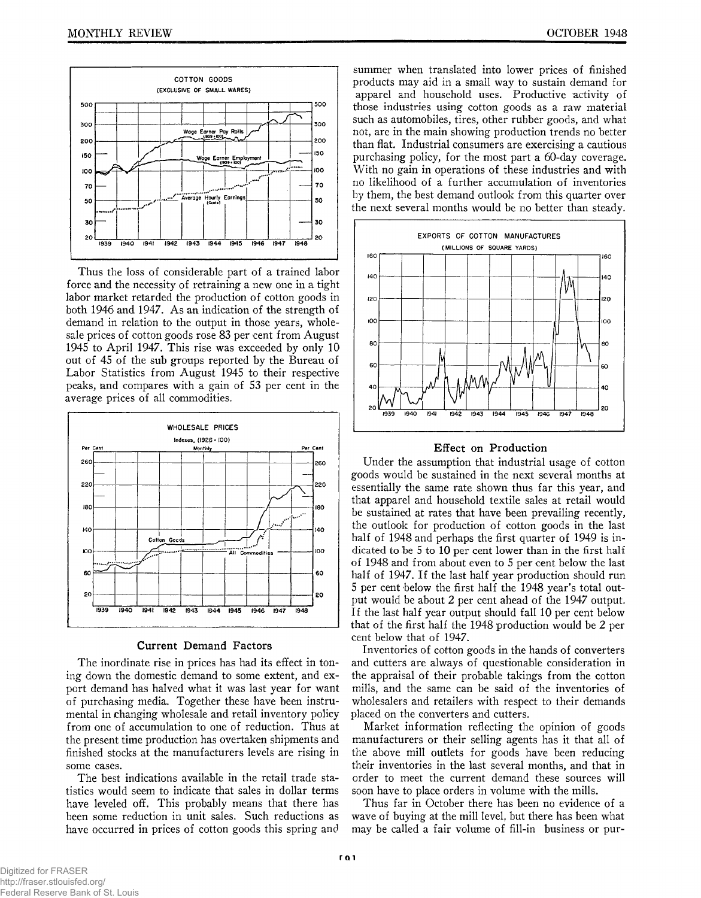Thus the loss of considerable part of a trained labor force and the necessity of retraining a new one in a tight labor market retarded the production of cotton goods in both 1946 and 1947. As an indication of the strength of demand in relation to the output in those years, wholesale prices of cotton goods rose 83 per cent from August 1945 to April 1947. This rise was exceeded by only 10 out of 45 of the sub groups reported by the Bureau of Labor Statistics from August 1945 to their respective peaks, and compares with a gain of 53 per cent in the average prices of all commodities.

### Current Demand Factors

The inordinate rise in prices has had its effect in toning down the domestic demand to some extent, and export demand has halved what it was last year for want of purchasing media. Together these have been instrumental in changing wholesale and retail inventory policy from one of accumulation to one of reduction. Thus at the present time production has overtaken shipments and finished stocks at the manufacturers levels are rising in some cases.

The best indications available in the retail trade statistics would seem to indicate that sales in dollar terms have leveled off. This probably means that there has been some reduction in unit sales. Such reductions as have occurred in prices of cotton goods this spring and summer when translated into lower prices of finished products may aid in a small way to sustain demand for apparel and household uses. Productive activity of those industries using cotton goods as a raw material such as automobiles, tires, other rubber goods, and what not, are in the main showing production trends no better than flat. Industrial consumers are exercising a cautious purchasing policy, for the most part a 60-day coverage. With no gain in operations of these industries and with no likelihood of a further accumulation of inventories by them, the best demand outlook from this quarter over the next several months would be no better than steady.

### Effect on Production

Under the assumption that industrial usage of cotton goods would be sustained in the next several months at essentially the same rate shown thus far this year, and that apparel and household textile sales at retail would be sustained at rates that have been prevailing recently, the outlook for production of cotton goods in the last half of 1948 and perhaps the first quarter of 1949 is indicated to be 5 to 10 per cent lower than in the first half of 1948 and from about even to 5 per cent below the last half of 1947. If the last half year production should run 5 per cent below the first half the 1948 year's total output would be about 2 per cent ahead of the 1947 output. If the last half year output should fall 10 per cent below that of the first half the 1948 production would be 2 per cent below that of 1947.

Inventories of cotton goods in the hands of converters and cutters are always of questionable consideration in the appraisal of their probable takings from the cotton mills, and the same can be said of the inventories of wholesalers and retailers with respect to their demands placed on the converters and cutters.

Market information reflecting the opinion of goods manufacturers or their selling agents has it that all of the above mill outlets for goods have been reducing their inventories in the last several months, and that in order to meet the current demand these sources will soon have to place orders in volume with the mills.

Thus far in October there has been no evidence of a wave of buying at the mill level, but there has been what may be called a fair volume of fill-in business or pur-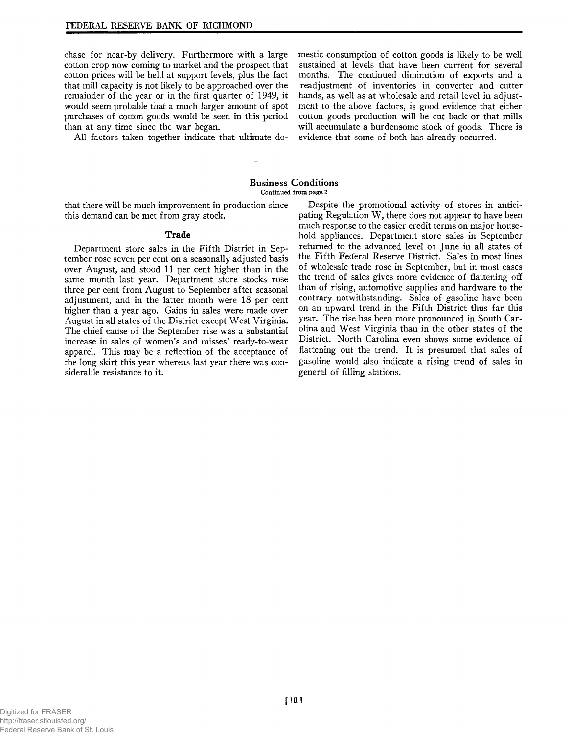chase for near-by delivery. Furthermore with a large cotton crop now coming to market and the prospect that cotton prices will be held at support levels, plus the fact that mill capacity is not likely to be approached over the remainder of the year or in the first quarter of 1949, it would seem probable that a much larger amount of spot purchases of cotton goods would be seen in this period than at any time since the war began.

All factors taken together indicate that ultimate domestic consumption of cotton goods is likely to be well sustained at levels that have been current for several months. The continued diminution of exports and a readjustment of inventories in converter and cutter hands, as well as at wholesale and retail level in adjustment to the above factors, is good evidence that either cotton goods production will be cut back or that mills will accumulate a burdensome stock of goods. There is evidence that some of both has already occurred.

## Business Conditions

Continued from page 2

that there will be much improvement in production since this demand can be met from gray stock.

### Trade

Department store sales in the Fifth District in September rose seven per cent on a seasonally adjusted basis over August, and stood 11 per cent higher than in the same month last year. Department store stocks rose three per cent from August to September after seasonal adjustment, and in the latter month were 18 per cent higher than a year ago. Gains in sales were made over August in all states of the District except West Virginia. The chief cause of the September rise was a substantial increase in sales of women's and misses' ready-to-wear apparel. This may be a reflection of the acceptance of the long skirt this year whereas last year there was considerable resistance to it.

Despite the promotional activity of stores in anticipating Regulation W, there does not appear to have been much response to the easier credit terms on major household appliances. Department store sales in September returned to the advanced level of June in all states of the Fifth Federal Reserve District. Sales in most lines of wholesale trade rose in September, but in most cases the trend of sales gives more evidence of flattening off than of rising, automotive supplies and hardware to the contrary notwithstanding. Sales of gasoline have been on an upward trend in the Fifth District thus far this year. The rise has been more pronounced in South Carolina and West Virginia than in the other states of the District. North Carolina even shows some evidence of flattening out the trend. It is presumed that sales of gasoline would also indicate a rising trend of sales in general of filling stations.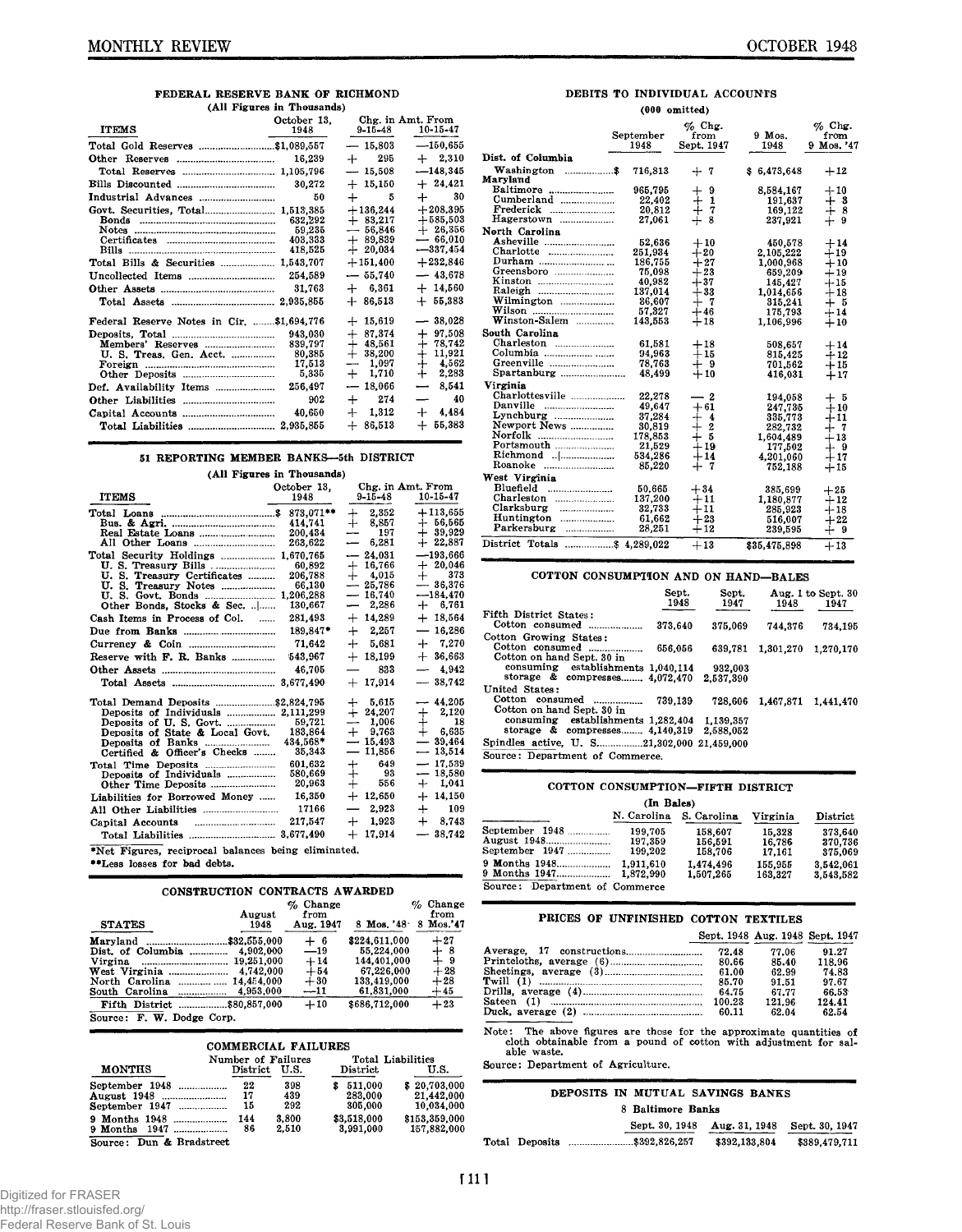## FEDERAL RESERVE BANK OF RICHMOND

(All Figures in Thousands)

| ITEMS | October 13, 1948 | Chg. in Amt. From 9-15-48 | 10-15-47 |
|---|---|---|---|
| Total Gold Reserves | $1,089,557 | — 15,803 | —150,655 |
| Other Reserves | 16,239 | + 295 | + 2,310 |
| Total Reserves | 1,105,796 | — 15,508 | —148,345 |
| Bills Discounted | 30,272 | + 15,150 | + 24,421 |
| Industrial Advances | 50 | + 5 | + 30 |
| Govt. Securities, Total | 1,513,385 | +136,244 | +208,395 |
| Bonds | 632,292 | + 83,217 | +585,503 |
| Notes | 59,235 | — 56,846 | + 26,356 |
| Certificates | 403,333 | + 89,839 | — 66,010 |
| Bills | 418,525 | + 20,034 | —337,454 |
| Total Bills & Securities | 1,543,707 | +151,400 | +232,846 |
| Uncollected Items | 254,589 | — 55,740 | — 43,678 |
| Other Assets | 31,763 | + 6,361 | + 14,560 |
| Total Assets | 2,935,855 | + 86,513 | + 55,383 |
| Federal Reserve Notes in Cir. | $1,694,776 | + 15,619 | — 38,028 |
| Deposits, Total | 943,030 | + 87,374 | + 97,508 |
| Members' Reserves | 839,797 | + 48,561 | + 78,742 |
| U. S. Treas. Gen. Acct. | 80,385 | + 38,200 | + 11,921 |
| Foreign | 17,513 | — 1,097 | + 4,562 |
| Other Deposits | 5,335 | + 1,710 | + 2,283 |
| Def. Availability Items | 256,497 | — 18,066 | — 8,541 |
| Other Liabilities | 902 | + 274 | — 40 |
| Capital Accounts | 40,650 | + 1,312 | + 4,484 |
| Total Liabilities | 2,935,855 | + 86,513 | + 55,383 |

## 51 REPORTING MEMBER BANKS—5th DISTRICT

(All Figures in Thousands)

| ITEMS | October 13, 1948 | Chg. in Amt. From 9-15-48 | 10-15-47 |
|---|---|---|---|
| Total Loans | $ 873,071** | + 2,352 | +113,655 |
| Bus. & Agri. | 414,741 | + 8,857 | + 56,565 |
| Real Estate Loans | 200,434 | — 197 | + 39,929 |
| All Other Loans | 263,622 | — 6,281 | + 22,887 |
| Total Security Holdings | 1,670,765 | — 24,031 | —193,666 |
| U. S. Treasury Bills | 60,892 | + 16,766 | + 20,046 |
| U. S. Treasury Certificates | 206,788 | + 4,015 | + 373 |
| U. S. Treasury Notes | 66,130 | — 25,786 | — 36,376 |
| U. S. Govt. Bonds | 1,206,288 | — 16,740 | —184,470 |
| Other Bonds, Stocks & Sec. | 130,667 | — 2,286 | + 6,761 |
| Cash Items in Process of Col. | 281,493 | + 14,289 | + 18,564 |
| Due from Banks | 189,847* | + 2,257 | — 16,286 |
| Currency & Coin | 71,642 | + 5,681 | + 7,270 |
| Reserve with F. R. Banks | 543,967 | + 18,199 | + 36,663 |
| Other Assets | 46,705 | — 833 | — 4,942 |
| Total Assets | 3,677,490 | + 17,914 | — 38,742 |
| Total Demand Deposits | $2,824,795 | + 5,615 | — 44,205 |
| Deposits of Individuals | 2,111,299 | + 24,207 | + 2,120 |
| Deposits of U. S. Govt. | 59,721 | — 1,006 | + 18 |
| Deposits of State & Local Govt. | 183,864 | + 9,763 | + 6,635 |
| Deposits of Banks | 434,568* | — 15,493 | — 39,464 |
| Certified & Officer's Checks | 35,343 | — 11,856 | — 13,514 |
| Total Time Deposits | 601,632 | + 649 | — 17,539 |
| Deposits of Individuals | 580,669 | + 93 | — 18,580 |
| Other Time Deposits | 20,963 | + 556 | + 1,041 |
| Liabilities for Borrowed Money | 16,350 | + 12,650 | + 14,150 |
| All Other Liabilities | 17166 | — 2,923 | + 109 |
| Capital Accounts | 217,547 | + 1,923 | + 8,743 |
| Total Liabilities | 3,677,490 | + 17,914 | — 38,742 |

*Net Figures, reciprocal balances being eliminated.
**Less losses for bad debts.

## CONSTRUCTION CONTRACTS AWARDED

| STATES | August 1948 | % Change from Aug. 1947 | 8 Mos. '48 | % Change from 8 Mos.'47 |
|---|---|---|---|---|
| Maryland | $32,555,000 | + 6 | $224,611,000 | +27 |
| Dist. of Columbia | 4,902,000 | —19 | 55,224,000 | + 8 |
| Virginia | 19,251,000 | +14 | 144,401,000 | + 9 |
| West Virginia | 4,742,000 | +54 | 67,226,000 | +28 |
| North Carolina | 14,454,000 | +30 | 133,419,000 | +28 |
| South Carolina | 4,953,000 | —11 | 61,831,000 | +45 |
| Fifth District | $80,857,000 | +10 | $686,712,000 | +23 |

Source: F. W. Dodge Corp.

## COMMERCIAL FAILURES

| MONTHS | Number of Failures District | U.S. | Total Liabilities District | U.S. |
|---|---|---|---|---|
| September 1948 | 22 | 398 | $ 511,000 | $ 20,703,000 |
| August 1948 | 17 | 439 | 283,000 | 21,442,000 |
| September 1947 | 15 | 292 | 305,000 | 10,034,000 |
| 9 Months 1948 | 144 | 3,800 | $3,518,000 | $153,359,000 |
| 9 Months 1947 | 86 | 2,510 | 3,991,000 | 157,882,000 |

Source: Dun & Bradstreet

## DEBITS TO INDIVIDUAL ACCOUNTS

(000 omitted)

| | September 1948 | % Chg. from Sept. 1947 | 9 Mos. 1948 | % Chg. from 9 Mos. '47 |
|---|---|---|---|---|
| **Dist. of Columbia** | | | | |
| Washington | $ 716,813 | + 7 | $ 6,473,648 | +12 |
| **Maryland** | | | | |
| Baltimore | 965,795 | + 9 | 8,584,167 | +10 |
| Cumberland | 22,402 | + 1 | 191,637 | + 3 |
| Frederick | 20,812 | + 7 | 169,122 | + 8 |
| Hagerstown | 27,061 | + 8 | 237,921 | + 9 |
| **North Carolina** | | | | |
| Asheville | 52,636 | +10 | 450,578 | +14 |
| Charlotte | 251,934 | +20 | 2,105,222 | +19 |
| Durham | 186,755 | +27 | 1,000,968 | +10 |
| Greensboro | 75,098 | +23 | 659,209 | +19 |
| Kinston | 40,982 | +37 | 145,427 | +15 |
| Raleigh | 137,014 | +33 | 1,014,656 | +18 |
| Wilmington | 36,607 | + 7 | 315,241 | + 5 |
| Wilson | 57,327 | +46 | 175,793 | +14 |
| Winston-Salem | 143,553 | +18 | 1,106,996 | +10 |
| **South Carolina** | | | | |
| Charleston | 61,581 | +18 | 508,657 | +14 |
| Columbia | 94,963 | +15 | 815,425 | +12 |
| Greenville | 78,763 | + 9 | 701,562 | +15 |
| Spartanburg | 48,499 | +10 | 416,031 | +17 |
| **Virginia** | | | | |
| Charlottesville | 22,278 | — 2 | 194,058 | + 5 |
| Danville | 49,647 | +61 | 247,735 | +10 |
| Lynchburg | 37,284 | + 4 | 335,773 | +11 |
| Newport News | 30,819 | + 2 | 282,732 | + 7 |
| Norfolk | 178,853 | + 5 | 1,604,489 | +13 |
| Portsmouth | 21,529 | +19 | 177,502 | + 9 |
| Richmond | 534,286 | +14 | 4,201,060 | +17 |
| Roanoke | 85,220 | + 7 | 752,188 | +15 |
| **West Virginia** | | | | |
| Bluefield | 50,665 | +34 | 385,699 | +25 |
| Charleston | 137,200 | +11 | 1,180,877 | +12 |
| Clarksburg | 32,733 | +11 | 285,923 | +18 |
| Huntington | 61,662 | +23 | 516,007 | +22 |
| Parkersburg | 28,251 | +12 | 239,595 | + 9 |
| District Totals | $ 4,289,022 | +13 | $35,475,898 | +13 |

## COTTON CONSUMPTION AND ON HAND—BALES

| | Sept. 1948 | Sept. 1947 | Aug. 1 to Sept. 30 1948 | 1947 |
|---|---|---|---|---|
| **Fifth District States:** | | | | |
| Cotton consumed | 373,640 | 375,069 | 744,376 | 734,195 |
| **Cotton Growing States:** | | | | |
| Cotton consumed | 656,056 | 639,781 | 1,301,270 | 1,270,170 |
| Cotton on hand Sept. 30 in consuming establishments | 1,040,114 | 932,003 | | |
| storage & compresses | 4,072,470 | 2,537,390 | | |
| **United States:** | | | | |
| Cotton consumed | 739,139 | 728,606 | 1,467,871 | 1,441,470 |
| Cotton on hand Sept. 30 in consuming establishments | 1,282,404 | 1,139,357 | | |
| storage & compresses | 4,140,319 | 2,588,052 | | |
| Spindles active, U. S. | 21,302,000 | 21,459,000 | | |

Source: Department of Commerce.

## COTTON CONSUMPTION—FIFTH DISTRICT

(In Bales)

| | N. Carolina | S. Carolina | Virginia | District |
|---|---|---|---|---|
| September 1948 | 199,705 | 158,607 | 15,328 | 373,640 |
| August 1948 | 197,359 | 156,591 | 16,786 | 370,736 |
| September 1947 | 199,202 | 158,706 | 17,161 | 375,069 |
| 9 Months 1948 | 1,911,610 | 1,474,496 | 155,955 | 3,542,061 |
| 9 Months 1947 | 1,872,990 | 1,507,265 | 163,327 | 3,543,582 |

Source: Department of Commerce

## PRICES OF UNFINISHED COTTON TEXTILES

| | Sept. 1948 | Aug. 1948 | Sept. 1947 |
|---|---|---|---|
| Average, 17 constructions | 72.48 | 77.06 | 91.27 |
| Printcloths, average (6) | 80.66 | 85.40 | 118.96 |
| Sheetings, average (3) | 61.00 | 62.99 | 74.83 |
| Twill (1) | 85.70 | 91.51 | 97.67 |
| Drills, average (4) | 64.75 | 67.77 | 66.53 |
| Sateen (1) | 100.23 | 121.96 | 124.41 |
| Duck, average (2) | 60.11 | 62.04 | 62.54 |

Note: The above figures are those for the approximate quantities of cloth obtainable from a pound of cotton with adjustment for salable waste.

Source: Department of Agriculture.

## DEPOSITS IN MUTUAL SAVINGS BANKS

8 Baltimore Banks

| | Sept. 30, 1948 | Aug. 31, 1948 | Sept. 30, 1947 |
|---|---|---|---|
| Total Deposits | $392,826,257 | $392,133,804 | $389,479,711 |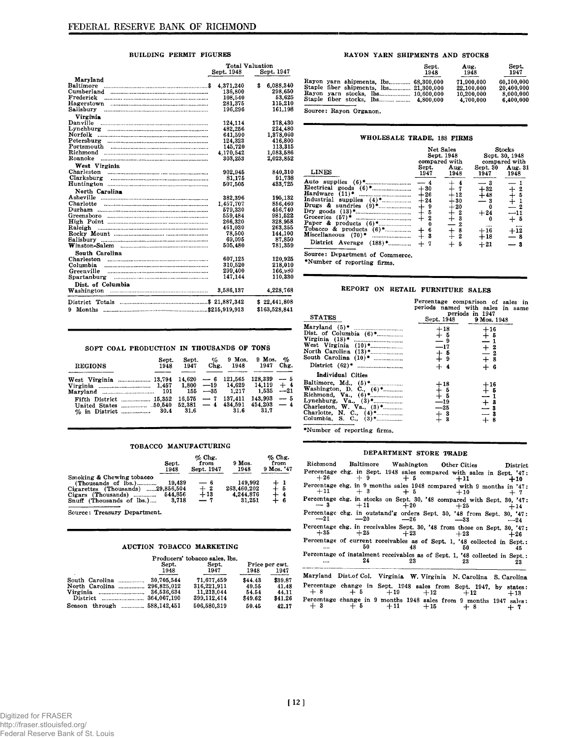## BUILDING PERMIT FIGURES

| | Total Valuation Sept. 1948 | Sept. 1947 |
|---|---|---|
| **Maryland** | | |
| Baltimore | $ 4,371,240 | $ 6,088,340 |
| Cumberland | 136,800 | 298,650 |
| Frederick | 108,540 | 53,625 |
| Hagerstown | 281,375 | 115,210 |
| Salisbury | 196,296 | 161,198 |
| **Virginia** | | |
| Danville | 124,114 | 178,430 |
| Lynchburg | 482,256 | 224,480 |
| Norfolk | 641,590 | 1,378,060 |
| Petersburg | 124,323 | 416,800 |
| Portsmouth | 145,720 | 113,315 |
| Richmond | 4,170,542 | 1,083,586 |
| Roanoke | 303,253 | 2,023,852 |
| **West Virginia** | | |
| Charleston | 902,945 | 840,310 |
| Clarksburg | 81,175 | 91,738 |
| Huntington | 507,505 | 483,725 |
| **North Carolina** | | |
| Asheville | 382,396 | 195,132 |
| Charlotte | 1,457,707 | 856,460 |
| Durham | 579,330 | 456,740 |
| Greensboro | 559,484 | 981,522 |
| High Point | 266,320 | 328,958 |
| Raleigh | 461,030 | 263,355 |
| Rocky Mount | 78,500 | 144,100 |
| Salisbury | 69,095 | 87,850 |
| Winston-Salem | 505,480 | 781,359 |
| **South Carolina** | | |
| Charleston | 607,125 | 120,925 |
| Columbia | 310,520 | 218,010 |
| Greenville | 299,400 | 166,980 |
| Spartanburg | 147,144 | 110,330 |
| **Dist. of Columbia** | | |
| Washington | 3,586,137 | 4,228,768 |
| District Totals | $ 21,887,342 | $ 22,441,808 |
| 9 Months | $215,919,913 | $163,528,841 |

## SOFT COAL PRODUCTION IN THOUSANDS OF TONS

| REGIONS | Sept. 1948 | Sept. 1947 | % Chg. | 9 Mos. 1948 | 9 Mos. 1947 | % Chg. |
|---|---|---|---|---|---|---|
| West Virginia | 13,794 | 14,620 | — 6 | 121,565 | 128,339 | — 5 |
| Virginia | 1,457 | 1,800 | —19 | 14,629 | 14,119 | + 4 |
| Maryland | 101 | 155 | —35 | 1,217 | 1,535 | —21 |
| Fifth District | 15,352 | 16,575 | — 7 | 137,411 | 143,993 | — 5 |
| United States | 50,540 | 52,381 | — 4 | 434,591 | 454,203 | — 4 |
| % in District | 30.4 | 31.6 | | 31.6 | 31.7 | |

## TOBACCO MANUFACTURING

| | Sept. 1948 | % Chg. from Sept. 1947 | 9 Mos. 1948 | % Chg. from 9 Mos. '47 |
|---|---|---|---|---|
| Smoking & Chewing tobacco (Thousands of lbs.) | 19,439 | — 6 | 149,992 | + 1 |
| Cigarettes (Thousands) | 29,856,504 | + 2 | 263,460,202 | + 5 |
| Cigars (Thousands) | 544,856 | +13 | 4,244,876 | + 4 |
| Snuff (Thousands of lbs.) | 3,718 | — 7 | 31,251 | + 6 |

Source: Treasury Department.

## AUCTION TOBACCO MARKETING

| | Producers' tobacco sales, lbs. Sept. 1948 | Sept. 1947 | Price per cwt. 1948 | 1947 |
|---|---|---|---|---|
| South Carolina | 30,705,544 | 71,677,459 | $44.43 | $39.87 |
| North Carolina | 296,825,012 | 316,221,911 | 49.55 | 41.48 |
| Virginia | 36,536,634 | 11,213,044 | 54.54 | 44.11 |
| District | 364,067,190 | 399,112,414 | $49.62 | $41.26 |
| Season through | 588,142,451 | 506,580,319 | 50.45 | 42.17 |

## RAYON YARN SHIPMENTS AND STOCKS

| | Sept. 1948 | Aug. 1948 | Sept. 1947 |
|---|---|---|---|
| Rayon yarn shipments, lbs. | 68,300,000 | 71,900,000 | 60,100,000 |
| Staple fiber shipments, lbs. | 21,300,000 | 22,100,000 | 20,400,000 |
| Rayon yarn stocks, lbs. | 10,600,000 | 10,200,000 | 8,000,000 |
| Staple fiber stocks, lbs. | 4,800,000 | 4,700,000 | 6,400,000 |

Source: Rayon Organon.

## WHOLESALE TRADE, 188 FIRMS

| LINES | Net Sales Sept. 1948 compared with Sept. 1947 | Aug. 1948 | Stocks Sept. 30, 1948 compared with Sept. 30 1947 | Aug. 31 1948 |
|---|---|---|---|---|
| Auto supplies (6)* | — 4 | + 4 | — 3 | — 1 |
| Electrical goods (6)* | +30 | + 7 | +32 | + 2 |
| Hardware (11)* | +26 | +12 | +48 | + 5 |
| Industrial supplies (4)* | +24 | +30 | — 3 | + 1 |
| Drugs & sundries (9)* | + 9 | +20 | 0 | — 2 |
| Dry goods (13)* | + 5 | + 2 | +24 | —11 |
| Groceries (57)* | + 2 | + 3 | 0 | + 5 |
| Paper & products (6)* | 0 | — 2 | .... | .... |
| Tobacco & products (6)* | + 6 | + 8 | +16 | +12 |
| Miscellaneous (70)* | + 3 | + 2 | +18 | — 8 |
| District Average (188)* | + 7 | + 5 | +21 | — 3 |

Source: Department of Commerce.
*Number of reporting firms.

## REPORT ON RETAIL FURNITURE SALES

| STATES | Percentage comparison of sales in periods named with sales in same periods in 1947 Sept. 1948 | 9 Mos. 1948 |
|---|---|---|
| Maryland (5)* | +18 | +16 |
| Dist. of Columbia (6)* | + 5 | + 5 |
| Virginia (18)* | — 9 | — 1 |
| West Virginia (10)* | —17 | + 2 |
| North Carolina (13)* | + 5 | — 2 |
| South Carolina (10)* | + 9 | + 8 |
| District (62)* | + 4 | + 6 |
| **Individual Cities** | | |
| Baltimore, Md., (5)* | +18 | +16 |
| Washington, D. C., (6)* | + 5 | + 5 |
| Richmond, Va., (6)* | + 5 | — 1 |
| Lynchburg, Va., (3)* | —19 | + 3 |
| Charleston, W. Va., (3)* | —25 | — 3 |
| Charlotte, N. C., (4)* | + 3 | — 3 |
| Columbia, S. C., (3)* | + 3 | + 8 |

*Number of reporting firms.

## DEPARTMENT STORE TRADE

| Richmond | Baltimore | Washington | Other Cities | District |
|---|---|---|---|---|
| Percentage chg. in Sept. 1948 sales compared with sales in Sept. '47: | | | | |
| +26 | + 9 | + 5 | +11 | +10 |
| Percentage chg. in 9 months sales 1948 compared with 9 months in '47: | | | | |
| +11 | + 3 | + 5 | +10 | + 7 |
| Percentage chg. in stocks on Sept. 30, '48 compared with Sept. 30, '47: | | | | |
| — 3 | +11 | +20 | +25 | +14 |
| Percentage chg. in outstand'g orders Sept. 30, '48 from Sept. 30, '47: | | | | |
| —21 | —20 | —26 | —33 | —24 |
| Percentage chg. in receivables Sept. 30, '48 from those on Sept. 30, '47: | | | | |
| +35 | +25 | +23 | +23 | +26 |
| Percentage of current receivables as of Sept. 1, '48 collected in Sept.: | | | | |
| .... | 50 | 48 | 50 | 45 |
| Percentage of instalment receivables as of Sept. 1, '48 collected in Sept.: | | | | |
| .... | 24 | 23 | 23 | 23 |

| Maryland | Dist.of Col. | Virginia | W. Virginia | N. Carolina | S. Carolina |
|---|---|---|---|---|---|
| Percentage change in Sept. 1948 sales from Sept. 1947, by states: | | | | | |
| + 8 | + 5 | +19 | +12 | +12 | +13 |
| Percentage change in 9 months 1948 sales from 9 months 1947 sales: | | | | | |
| + 3 | + 5 | +11 | +15 | + 8 | + 7 |